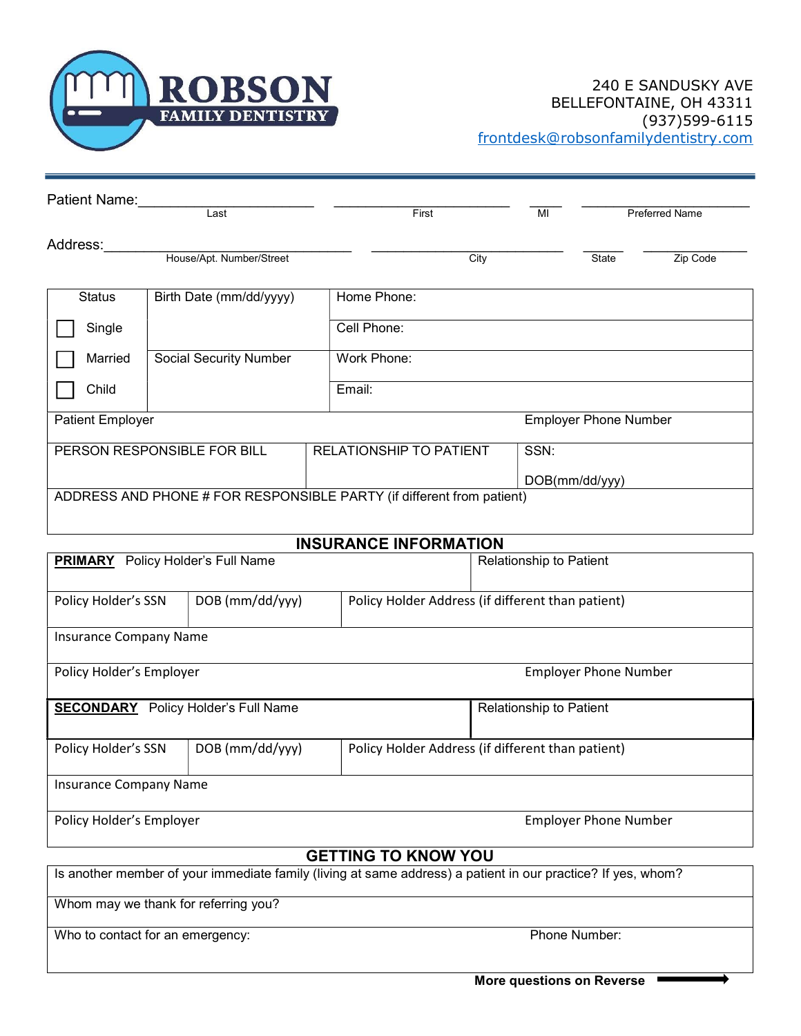# ROBSON FAMILY DENTISTRY

240 E SANDUSKY AVE
BELLEFONTAINE, OH 43311
(937)599-6115
frontdesk@robsonfamilydentistry.com

Patient Name: ______________________ ______________________ ____ ______________________
Last First MI Preferred Name

Address: ________________________________ ________________________ _____ ____________
House/Apt. Number/Street City State Zip Code

| Status | Birth Date (mm/dd/yyyy) | Home Phone: |
|---|---|---|
| ☐ Single | | Cell Phone: |
| ☐ Married | Social Security Number | Work Phone: |
| ☐ Child | | Email: |

| Patient Employer | | Employer Phone Number |
|---|---|---|
| PERSON RESPONSIBLE FOR BILL | RELATIONSHIP TO PATIENT | SSN: DOB(mm/dd/yyy) |
| ADDRESS AND PHONE # FOR RESPONSIBLE PARTY (if different from patient) | | |

## INSURANCE INFORMATION

| **PRIMARY** Policy Holder's Full Name | | Relationship to Patient |
|---|---|---|
| Policy Holder's SSN | DOB (mm/dd/yyy) | Policy Holder Address (if different than patient) |
| Insurance Company Name | | |
| Policy Holder's Employer | | Employer Phone Number |

| **SECONDARY** Policy Holder's Full Name | | Relationship to Patient |
|---|---|---|
| Policy Holder's SSN | DOB (mm/dd/yyy) | Policy Holder Address (if different than patient) |
| Insurance Company Name | | |
| Policy Holder's Employer | | Employer Phone Number |

## GETTING TO KNOW YOU

| Is another member of your immediate family (living at same address) a patient in our practice? If yes, whom? | |
|---|---|
| Whom may we thank for referring you? | |
| Who to contact for an emergency: | Phone Number: |

**More questions on Reverse** →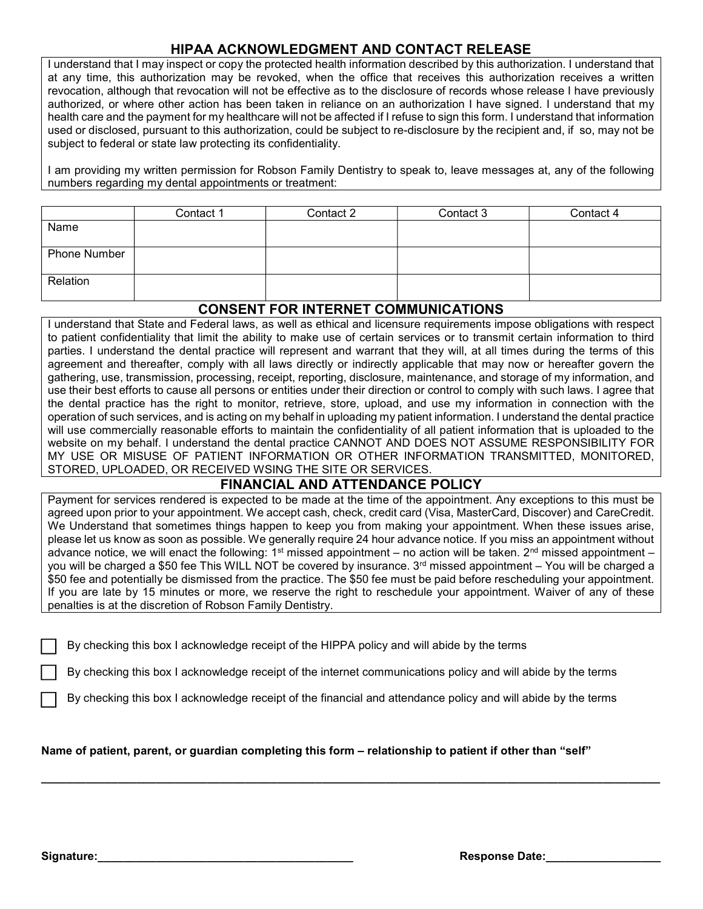## HIPAA ACKNOWLEDGMENT AND CONTACT RELEASE

I understand that I may inspect or copy the protected health information described by this authorization. I understand that at any time, this authorization may be revoked, when the office that receives this authorization receives a written revocation, although that revocation will not be effective as to the disclosure of records whose release I have previously authorized, or where other action has been taken in reliance on an authorization I have signed. I understand that my health care and the payment for my healthcare will not be affected if I refuse to sign this form. I understand that information used or disclosed, pursuant to this authorization, could be subject to re-disclosure by the recipient and, if so, may not be subject to federal or state law protecting its confidentiality.

I am providing my written permission for Robson Family Dentistry to speak to, leave messages at, any of the following numbers regarding my dental appointments or treatment:

| | Contact 1 | Contact 2 | Contact 3 | Contact 4 |
|---|---|---|---|---|
| Name | | | | |
| Phone Number | | | | |
| Relation | | | | |

## CONSENT FOR INTERNET COMMUNICATIONS

I understand that State and Federal laws, as well as ethical and licensure requirements impose obligations with respect to patient confidentiality that limit the ability to make use of certain services or to transmit certain information to third parties. I understand the dental practice will represent and warrant that they will, at all times during the terms of this agreement and thereafter, comply with all laws directly or indirectly applicable that may now or hereafter govern the gathering, use, transmission, processing, receipt, reporting, disclosure, maintenance, and storage of my information, and use their best efforts to cause all persons or entities under their direction or control to comply with such laws. I agree that the dental practice has the right to monitor, retrieve, store, upload, and use my information in connection with the operation of such services, and is acting on my behalf in uploading my patient information. I understand the dental practice will use commercially reasonable efforts to maintain the confidentiality of all patient information that is uploaded to the website on my behalf. I understand the dental practice CANNOT AND DOES NOT ASSUME RESPONSIBILITY FOR MY USE OR MISUSE OF PATIENT INFORMATION OR OTHER INFORMATION TRANSMITTED, MONITORED, STORED, UPLOADED, OR RECEIVED WSING THE SITE OR SERVICES.

## FINANCIAL AND ATTENDANCE POLICY

Payment for services rendered is expected to be made at the time of the appointment. Any exceptions to this must be agreed upon prior to your appointment. We accept cash, check, credit card (Visa, MasterCard, Discover) and CareCredit. We Understand that sometimes things happen to keep you from making your appointment. When these issues arise, please let us know as soon as possible. We generally require 24 hour advance notice. If you miss an appointment without advance notice, we will enact the following: 1st missed appointment – no action will be taken. 2nd missed appointment – you will be charged a $50 fee This WILL NOT be covered by insurance. 3rd missed appointment – You will be charged a $50 fee and potentially be dismissed from the practice. The $50 fee must be paid before rescheduling your appointment. If you are late by 15 minutes or more, we reserve the right to reschedule your appointment. Waiver of any of these penalties is at the discretion of Robson Family Dentistry.

☐ By checking this box I acknowledge receipt of the HIPPA policy and will abide by the terms

☐ By checking this box I acknowledge receipt of the internet communications policy and will abide by the terms

☐ By checking this box I acknowledge receipt of the financial and attendance policy and will abide by the terms

**Name of patient, parent, or guardian completing this form – relationship to patient if other than "self"**

______________________________________________________________________________

**Signature:**________________________________________ **Response Date:**__________________